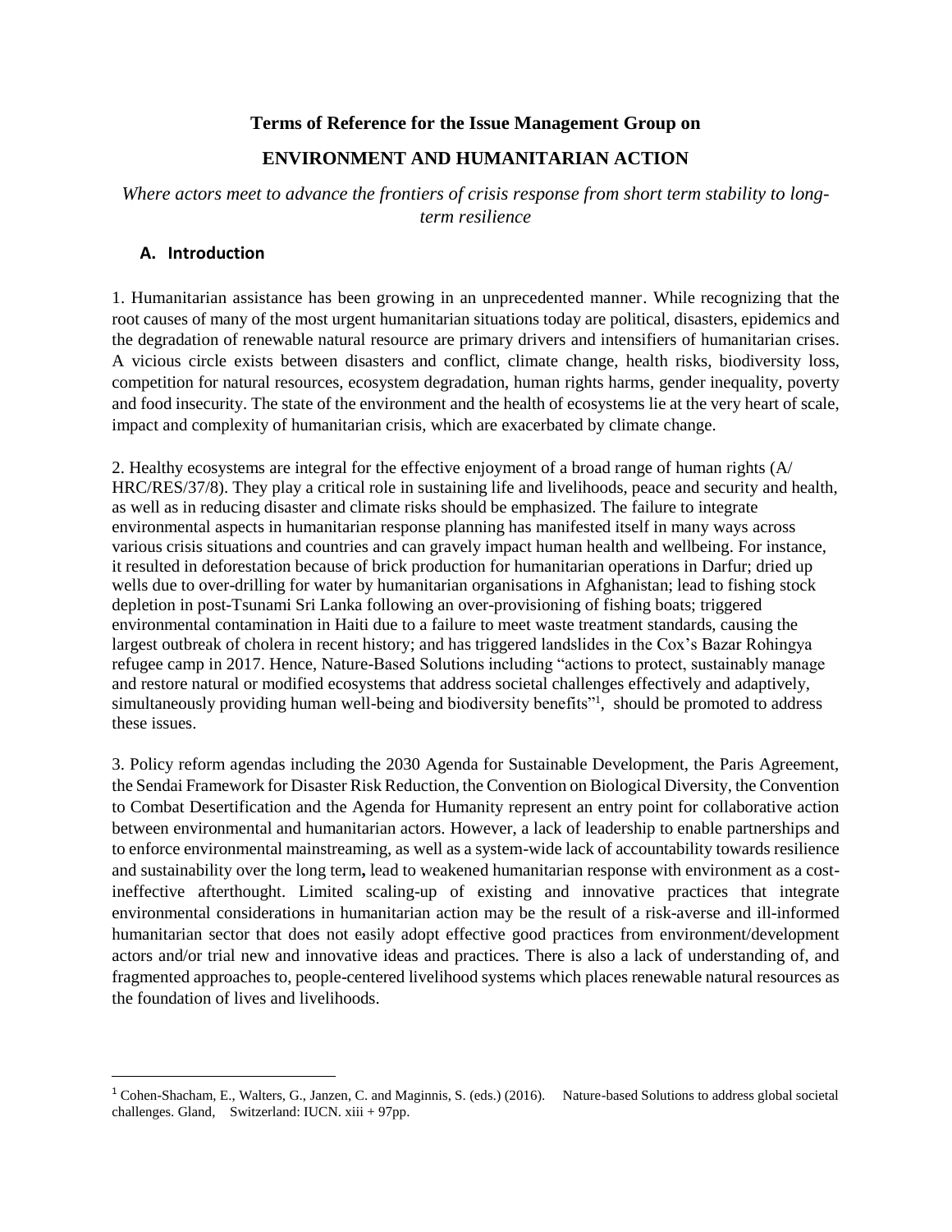**Terms of Reference for the Issue Management Group on**

# ENVIRONMENT AND HUMANITARIAN ACTION

*Where actors meet to advance the frontiers of crisis response from short term stability to long-term resilience*

## A. Introduction

1. Humanitarian assistance has been growing in an unprecedented manner. While recognizing that the root causes of many of the most urgent humanitarian situations today are political, disasters, epidemics and the degradation of renewable natural resource are primary drivers and intensifiers of humanitarian crises. A vicious circle exists between disasters and conflict, climate change, health risks, biodiversity loss, competition for natural resources, ecosystem degradation, human rights harms, gender inequality, poverty and food insecurity. The state of the environment and the health of ecosystems lie at the very heart of scale, impact and complexity of humanitarian crisis, which are exacerbated by climate change.

2. Healthy ecosystems are integral for the effective enjoyment of a broad range of human rights (A/ HRC/RES/37/8). They play a critical role in sustaining life and livelihoods, peace and security and health, as well as in reducing disaster and climate risks should be emphasized. The failure to integrate environmental aspects in humanitarian response planning has manifested itself in many ways across various crisis situations and countries and can gravely impact human health and wellbeing. For instance, it resulted in deforestation because of brick production for humanitarian operations in Darfur; dried up wells due to over-drilling for water by humanitarian organisations in Afghanistan; lead to fishing stock depletion in post-Tsunami Sri Lanka following an over-provisioning of fishing boats; triggered environmental contamination in Haiti due to a failure to meet waste treatment standards, causing the largest outbreak of cholera in recent history; and has triggered landslides in the Cox's Bazar Rohingya refugee camp in 2017. Hence, Nature-Based Solutions including "actions to protect, sustainably manage and restore natural or modified ecosystems that address societal challenges effectively and adaptively, simultaneously providing human well-being and biodiversity benefits"[1], should be promoted to address these issues.

3. Policy reform agendas including the 2030 Agenda for Sustainable Development, the Paris Agreement, the Sendai Framework for Disaster Risk Reduction, the Convention on Biological Diversity, the Convention to Combat Desertification and the Agenda for Humanity represent an entry point for collaborative action between environmental and humanitarian actors. However, a lack of leadership to enable partnerships and to enforce environmental mainstreaming, as well as a system-wide lack of accountability towards resilience and sustainability over the long term**,** lead to weakened humanitarian response with environment as a cost-ineffective afterthought. Limited scaling-up of existing and innovative practices that integrate environmental considerations in humanitarian action may be the result of a risk-averse and ill-informed humanitarian sector that does not easily adopt effective good practices from environment/development actors and/or trial new and innovative ideas and practices. There is also a lack of understanding of, and fragmented approaches to, people-centered livelihood systems which places renewable natural resources as the foundation of lives and livelihoods.

---

[1] Cohen-Shacham, E., Walters, G., Janzen, C. and Maginnis, S. (eds.) (2016). Nature-based Solutions to address global societal challenges. Gland, Switzerland: IUCN. xiii + 97pp.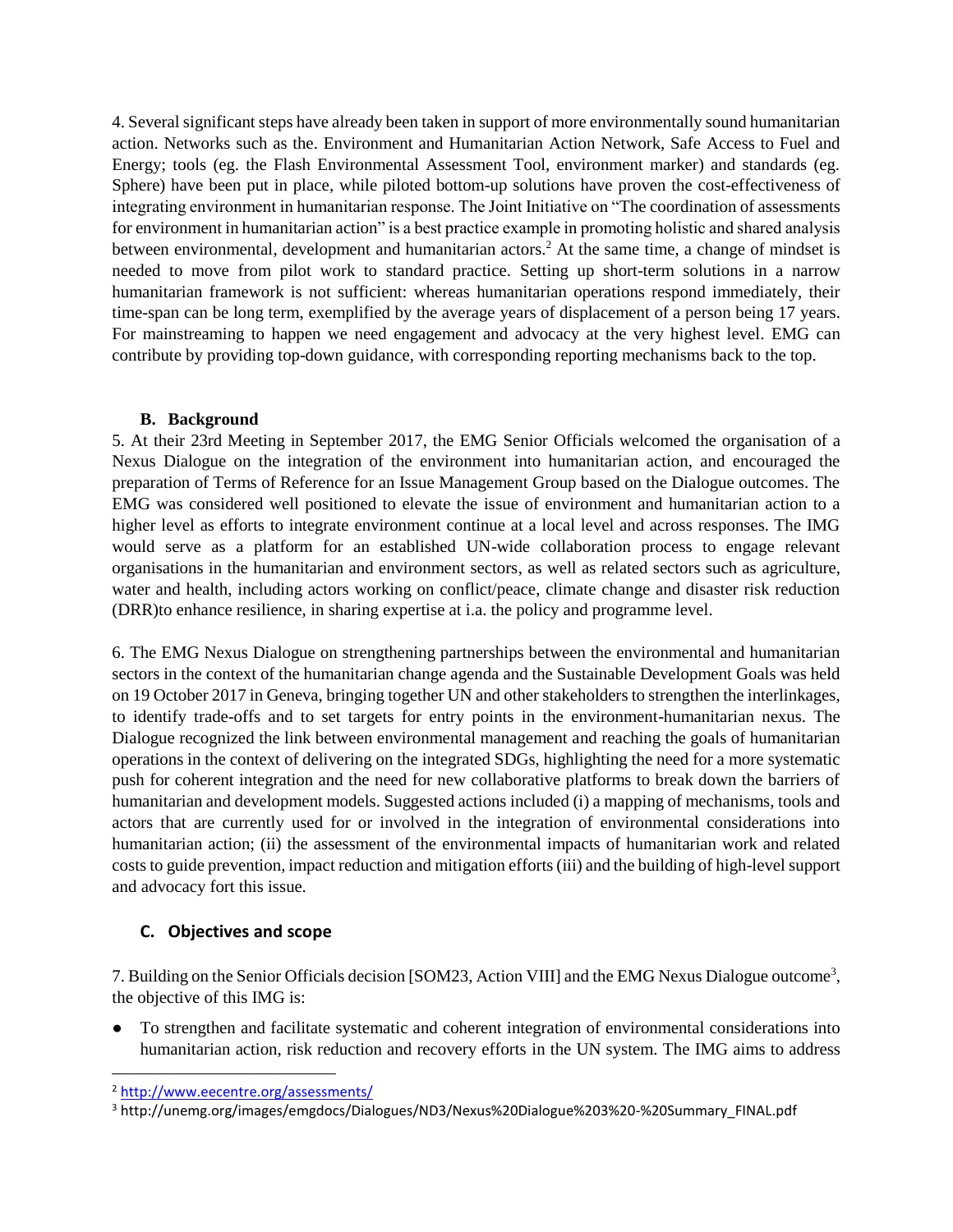4. Several significant steps have already been taken in support of more environmentally sound humanitarian action. Networks such as the. Environment and Humanitarian Action Network, Safe Access to Fuel and Energy; tools (eg. the Flash Environmental Assessment Tool, environment marker) and standards (eg. Sphere) have been put in place, while piloted bottom-up solutions have proven the cost-effectiveness of integrating environment in humanitarian response. The Joint Initiative on "The coordination of assessments for environment in humanitarian action" is a best practice example in promoting holistic and shared analysis between environmental, development and humanitarian actors.[2] At the same time, a change of mindset is needed to move from pilot work to standard practice. Setting up short-term solutions in a narrow humanitarian framework is not sufficient: whereas humanitarian operations respond immediately, their time-span can be long term, exemplified by the average years of displacement of a person being 17 years. For mainstreaming to happen we need engagement and advocacy at the very highest level. EMG can contribute by providing top-down guidance, with corresponding reporting mechanisms back to the top.

### B. Background

5. At their 23rd Meeting in September 2017, the EMG Senior Officials welcomed the organisation of a Nexus Dialogue on the integration of the environment into humanitarian action, and encouraged the preparation of Terms of Reference for an Issue Management Group based on the Dialogue outcomes. The EMG was considered well positioned to elevate the issue of environment and humanitarian action to a higher level as efforts to integrate environment continue at a local level and across responses. The IMG would serve as a platform for an established UN-wide collaboration process to engage relevant organisations in the humanitarian and environment sectors, as well as related sectors such as agriculture, water and health, including actors working on conflict/peace, climate change and disaster risk reduction (DRR)to enhance resilience, in sharing expertise at i.a. the policy and programme level.

6. The EMG Nexus Dialogue on strengthening partnerships between the environmental and humanitarian sectors in the context of the humanitarian change agenda and the Sustainable Development Goals was held on 19 October 2017 in Geneva, bringing together UN and other stakeholders to strengthen the interlinkages, to identify trade-offs and to set targets for entry points in the environment-humanitarian nexus. The Dialogue recognized the link between environmental management and reaching the goals of humanitarian operations in the context of delivering on the integrated SDGs, highlighting the need for a more systematic push for coherent integration and the need for new collaborative platforms to break down the barriers of humanitarian and development models. Suggested actions included (i) a mapping of mechanisms, tools and actors that are currently used for or involved in the integration of environmental considerations into humanitarian action; (ii) the assessment of the environmental impacts of humanitarian work and related costs to guide prevention, impact reduction and mitigation efforts (iii) and the building of high-level support and advocacy fort this issue.

### C. Objectives and scope

7. Building on the Senior Officials decision [SOM23, Action VIII] and the EMG Nexus Dialogue outcome[3], the objective of this IMG is:

- To strengthen and facilitate systematic and coherent integration of environmental considerations into humanitarian action, risk reduction and recovery efforts in the UN system. The IMG aims to address

---

[2] http://www.eecentre.org/assessments/

[3] http://unemg.org/images/emgdocs/Dialogues/ND3/Nexus%20Dialogue%203%20-%20Summary_FINAL.pdf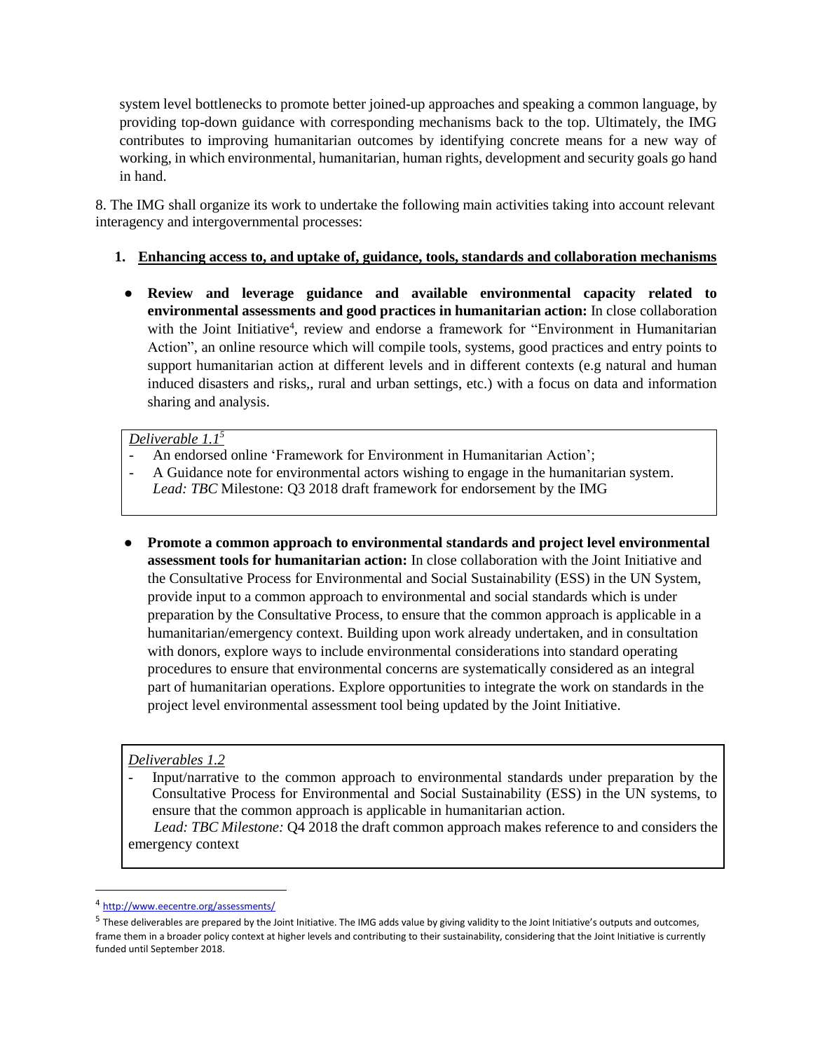system level bottlenecks to promote better joined-up approaches and speaking a common language, by providing top-down guidance with corresponding mechanisms back to the top. Ultimately, the IMG contributes to improving humanitarian outcomes by identifying concrete means for a new way of working, in which environmental, humanitarian, human rights, development and security goals go hand in hand.

8. The IMG shall organize its work to undertake the following main activities taking into account relevant interagency and intergovernmental processes:

1. **Enhancing access to, and uptake of, guidance, tools, standards and collaboration mechanisms**

- **Review and leverage guidance and available environmental capacity related to environmental assessments and good practices in humanitarian action:** In close collaboration with the Joint Initiative[4], review and endorse a framework for "Environment in Humanitarian Action", an online resource which will compile tools, systems, good practices and entry points to support humanitarian action at different levels and in different contexts (e.g natural and human induced disasters and risks,, rural and urban settings, etc.) with a focus on data and information sharing and analysis.

*Deliverable 1.1*[5]
- An endorsed online 'Framework for Environment in Humanitarian Action';
- A Guidance note for environmental actors wishing to engage in the humanitarian system. *Lead: TBC* Milestone: Q3 2018 draft framework for endorsement by the IMG

- **Promote a common approach to environmental standards and project level environmental assessment tools for humanitarian action:** In close collaboration with the Joint Initiative and the Consultative Process for Environmental and Social Sustainability (ESS) in the UN System, provide input to a common approach to environmental and social standards which is under preparation by the Consultative Process, to ensure that the common approach is applicable in a humanitarian/emergency context. Building upon work already undertaken, and in consultation with donors, explore ways to include environmental considerations into standard operating procedures to ensure that environmental concerns are systematically considered as an integral part of humanitarian operations. Explore opportunities to integrate the work on standards in the project level environmental assessment tool being updated by the Joint Initiative.

*Deliverables 1.2*
- Input/narrative to the common approach to environmental standards under preparation by the Consultative Process for Environmental and Social Sustainability (ESS) in the UN systems, to ensure that the common approach is applicable in humanitarian action. *Lead: TBC Milestone:* Q4 2018 the draft common approach makes reference to and considers the emergency context

---

[4] http://www.eecentre.org/assessments/

[5] These deliverables are prepared by the Joint Initiative. The IMG adds value by giving validity to the Joint Initiative's outputs and outcomes, frame them in a broader policy context at higher levels and contributing to their sustainability, considering that the Joint Initiative is currently funded until September 2018.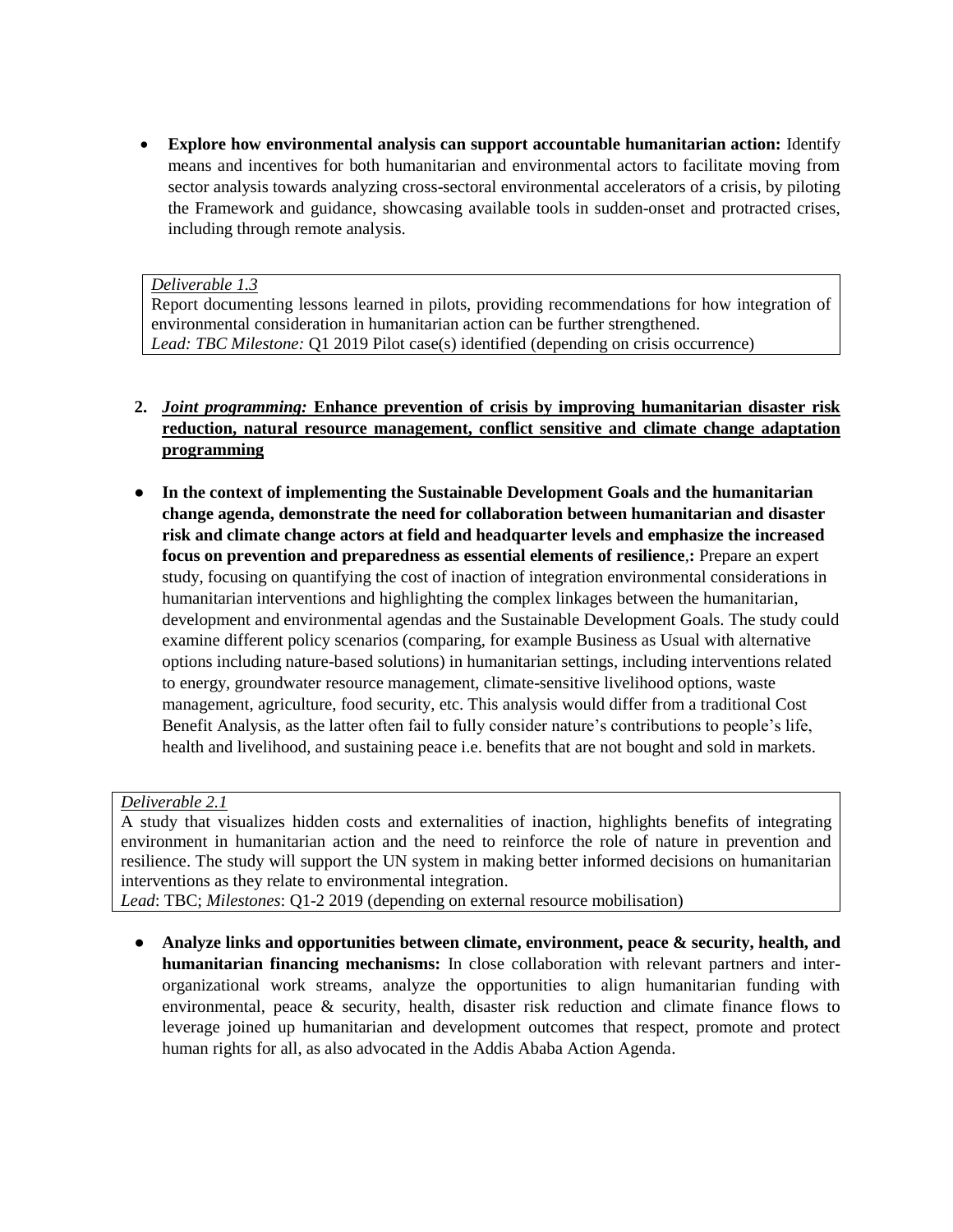- **Explore how environmental analysis can support accountable humanitarian action:** Identify means and incentives for both humanitarian and environmental actors to facilitate moving from sector analysis towards analyzing cross-sectoral environmental accelerators of a crisis, by piloting the Framework and guidance, showcasing available tools in sudden-onset and protracted crises, including through remote analysis.

> *Deliverable 1.3*
> Report documenting lessons learned in pilots, providing recommendations for how integration of environmental consideration in humanitarian action can be further strengthened.
> *Lead: TBC Milestone:* Q1 2019 Pilot case(s) identified (depending on crisis occurrence)

2. ***Joint programming:*** **Enhance prevention of crisis by improving humanitarian disaster risk reduction, natural resource management, conflict sensitive and climate change adaptation programming**

- **In the context of implementing the Sustainable Development Goals and the humanitarian change agenda, demonstrate the need for collaboration between humanitarian and disaster risk and climate change actors at field and headquarter levels and emphasize the increased focus on prevention and preparedness as essential elements of resilience,:** Prepare an expert study, focusing on quantifying the cost of inaction of integration environmental considerations in humanitarian interventions and highlighting the complex linkages between the humanitarian, development and environmental agendas and the Sustainable Development Goals. The study could examine different policy scenarios (comparing, for example Business as Usual with alternative options including nature-based solutions) in humanitarian settings, including interventions related to energy, groundwater resource management, climate-sensitive livelihood options, waste management, agriculture, food security, etc. This analysis would differ from a traditional Cost Benefit Analysis, as the latter often fail to fully consider nature's contributions to people's life, health and livelihood, and sustaining peace i.e. benefits that are not bought and sold in markets.

> *Deliverable 2.1*
> A study that visualizes hidden costs and externalities of inaction, highlights benefits of integrating environment in humanitarian action and the need to reinforce the role of nature in prevention and resilience. The study will support the UN system in making better informed decisions on humanitarian interventions as they relate to environmental integration.
> *Lead*: TBC; *Milestones*: Q1-2 2019 (depending on external resource mobilisation)

- **Analyze links and opportunities between climate, environment, peace & security, health, and humanitarian financing mechanisms:** In close collaboration with relevant partners and inter-organizational work streams, analyze the opportunities to align humanitarian funding with environmental, peace & security, health, disaster risk reduction and climate finance flows to leverage joined up humanitarian and development outcomes that respect, promote and protect human rights for all, as also advocated in the Addis Ababa Action Agenda.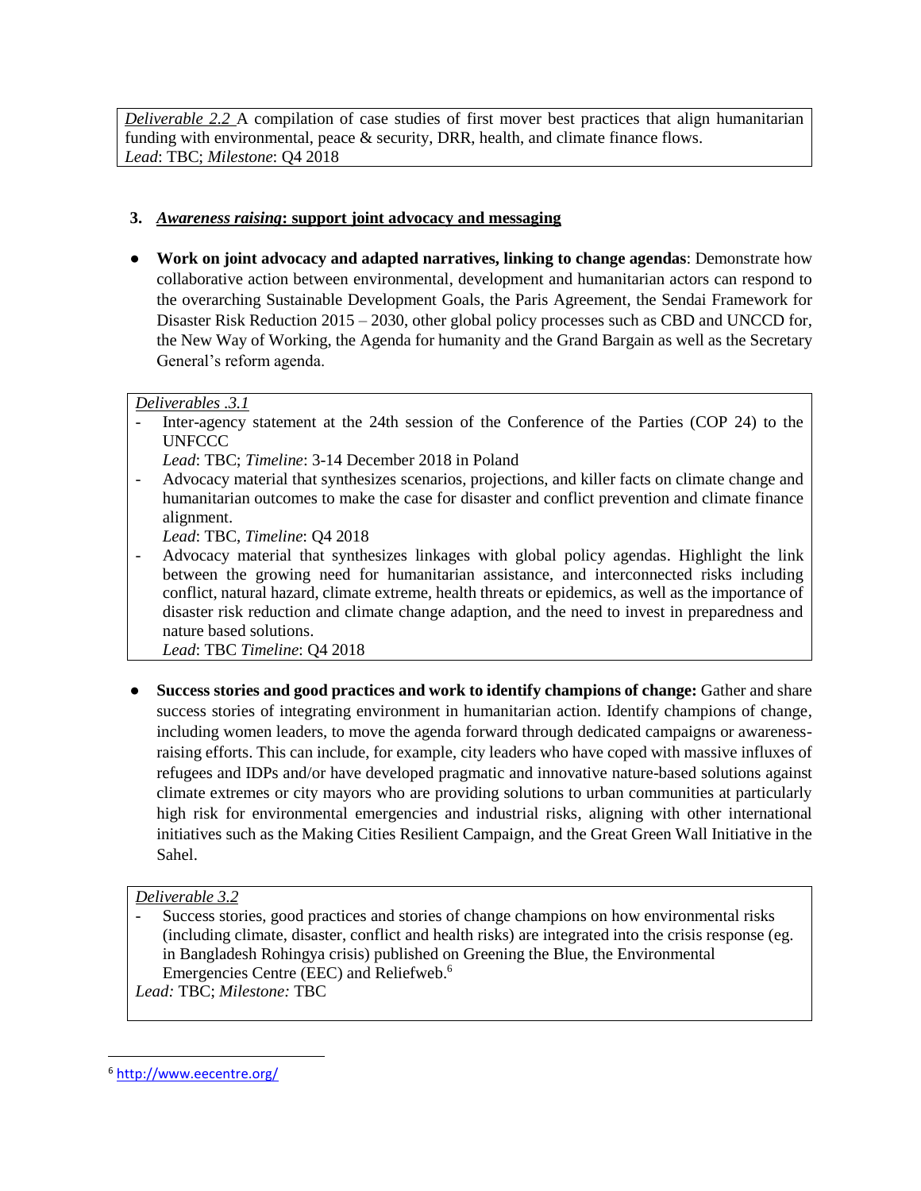*Deliverable 2.2* A compilation of case studies of first mover best practices that align humanitarian funding with environmental, peace & security, DRR, health, and climate finance flows.
*Lead*: TBC; *Milestone*: Q4 2018

### 3. ***Awareness raising*: support joint advocacy and messaging**

- **Work on joint advocacy and adapted narratives, linking to change agendas**: Demonstrate how collaborative action between environmental, development and humanitarian actors can respond to the overarching Sustainable Development Goals, the Paris Agreement, the Sendai Framework for Disaster Risk Reduction 2015 – 2030, other global policy processes such as CBD and UNCCD for, the New Way of Working, the Agenda for humanity and the Grand Bargain as well as the Secretary General's reform agenda.

*Deliverables .3.1*

- Inter-agency statement at the 24th session of the Conference of the Parties (COP 24) to the UNFCCC
  *Lead*: TBC; *Timeline*: 3-14 December 2018 in Poland
- Advocacy material that synthesizes scenarios, projections, and killer facts on climate change and humanitarian outcomes to make the case for disaster and conflict prevention and climate finance alignment.
  *Lead*: TBC, *Timeline*: Q4 2018
- Advocacy material that synthesizes linkages with global policy agendas. Highlight the link between the growing need for humanitarian assistance, and interconnected risks including conflict, natural hazard, climate extreme, health threats or epidemics, as well as the importance of disaster risk reduction and climate change adaption, and the need to invest in preparedness and nature based solutions.
  *Lead*: TBC *Timeline*: Q4 2018

- **Success stories and good practices and work to identify champions of change:** Gather and share success stories of integrating environment in humanitarian action. Identify champions of change, including women leaders, to move the agenda forward through dedicated campaigns or awareness-raising efforts. This can include, for example, city leaders who have coped with massive influxes of refugees and IDPs and/or have developed pragmatic and innovative nature-based solutions against climate extremes or city mayors who are providing solutions to urban communities at particularly high risk for environmental emergencies and industrial risks, aligning with other international initiatives such as the Making Cities Resilient Campaign, and the Great Green Wall Initiative in the Sahel.

*Deliverable 3.2*

- Success stories, good practices and stories of change champions on how environmental risks (including climate, disaster, conflict and health risks) are integrated into the crisis response (eg. in Bangladesh Rohingya crisis) published on Greening the Blue, the Environmental Emergencies Centre (EEC) and Reliefweb.[6]

*Lead:* TBC; *Milestone:* TBC

---

[6] http://www.eecentre.org/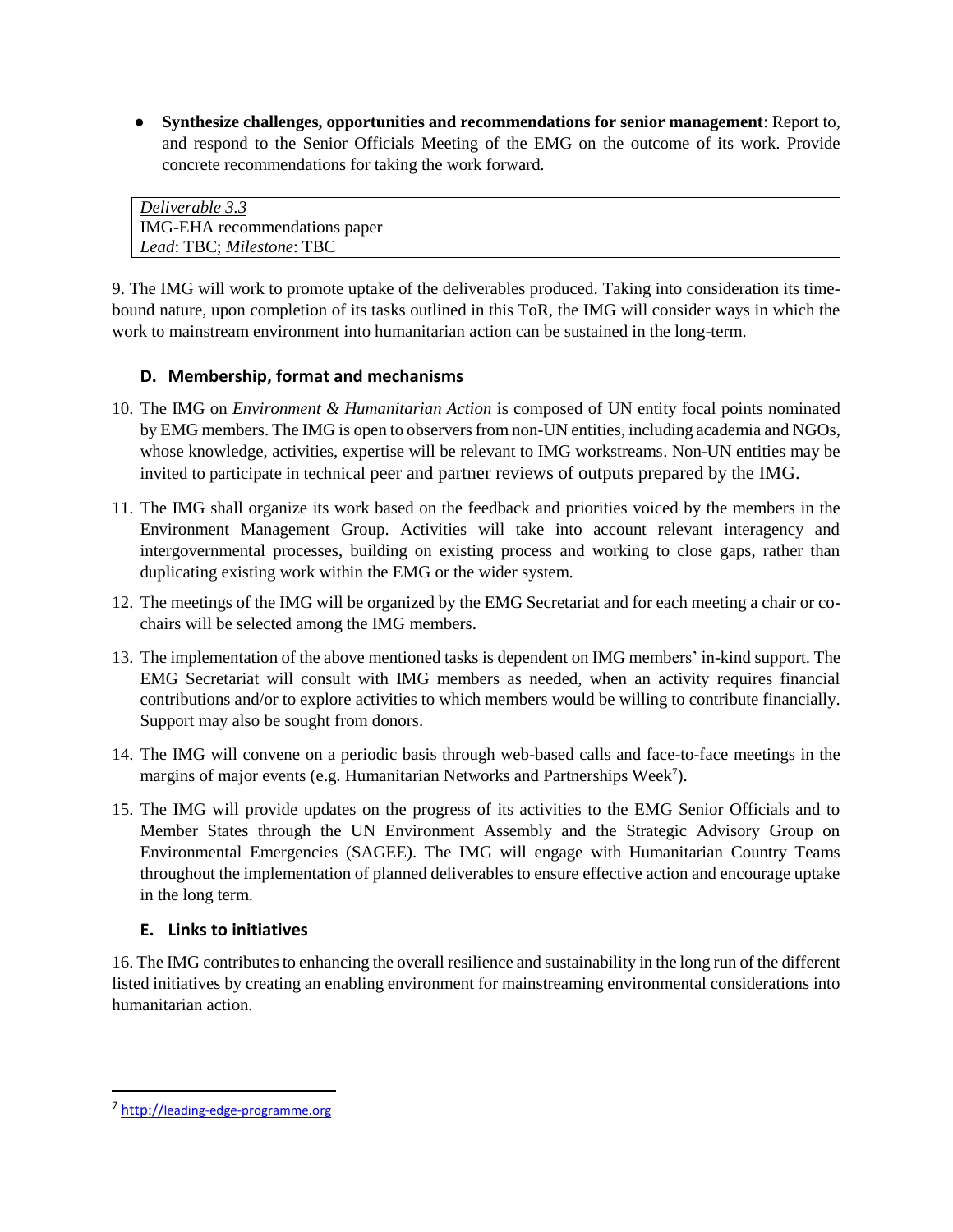- **Synthesize challenges, opportunities and recommendations for senior management**: Report to, and respond to the Senior Officials Meeting of the EMG on the outcome of its work. Provide concrete recommendations for taking the work forward.

| *Deliverable 3.3*<br>IMG-EHA recommendations paper<br>*Lead*: TBC; *Milestone*: TBC |
|---|

9. The IMG will work to promote uptake of the deliverables produced. Taking into consideration its time-bound nature, upon completion of its tasks outlined in this ToR, the IMG will consider ways in which the work to mainstream environment into humanitarian action can be sustained in the long-term.

## D. Membership, format and mechanisms

10. The IMG on *Environment & Humanitarian Action* is composed of UN entity focal points nominated by EMG members. The IMG is open to observers from non-UN entities, including academia and NGOs, whose knowledge, activities, expertise will be relevant to IMG workstreams. Non-UN entities may be invited to participate in technical peer and partner reviews of outputs prepared by the IMG.

11. The IMG shall organize its work based on the feedback and priorities voiced by the members in the Environment Management Group. Activities will take into account relevant interagency and intergovernmental processes, building on existing process and working to close gaps, rather than duplicating existing work within the EMG or the wider system.

12. The meetings of the IMG will be organized by the EMG Secretariat and for each meeting a chair or co-chairs will be selected among the IMG members.

13. The implementation of the above mentioned tasks is dependent on IMG members' in-kind support. The EMG Secretariat will consult with IMG members as needed, when an activity requires financial contributions and/or to explore activities to which members would be willing to contribute financially. Support may also be sought from donors.

14. The IMG will convene on a periodic basis through web-based calls and face-to-face meetings in the margins of major events (e.g. Humanitarian Networks and Partnerships Week[7]).

15. The IMG will provide updates on the progress of its activities to the EMG Senior Officials and to Member States through the UN Environment Assembly and the Strategic Advisory Group on Environmental Emergencies (SAGEE). The IMG will engage with Humanitarian Country Teams throughout the implementation of planned deliverables to ensure effective action and encourage uptake in the long term.

## E. Links to initiatives

16. The IMG contributes to enhancing the overall resilience and sustainability in the long run of the different listed initiatives by creating an enabling environment for mainstreaming environmental considerations into humanitarian action.

[7] http://leading-edge-programme.org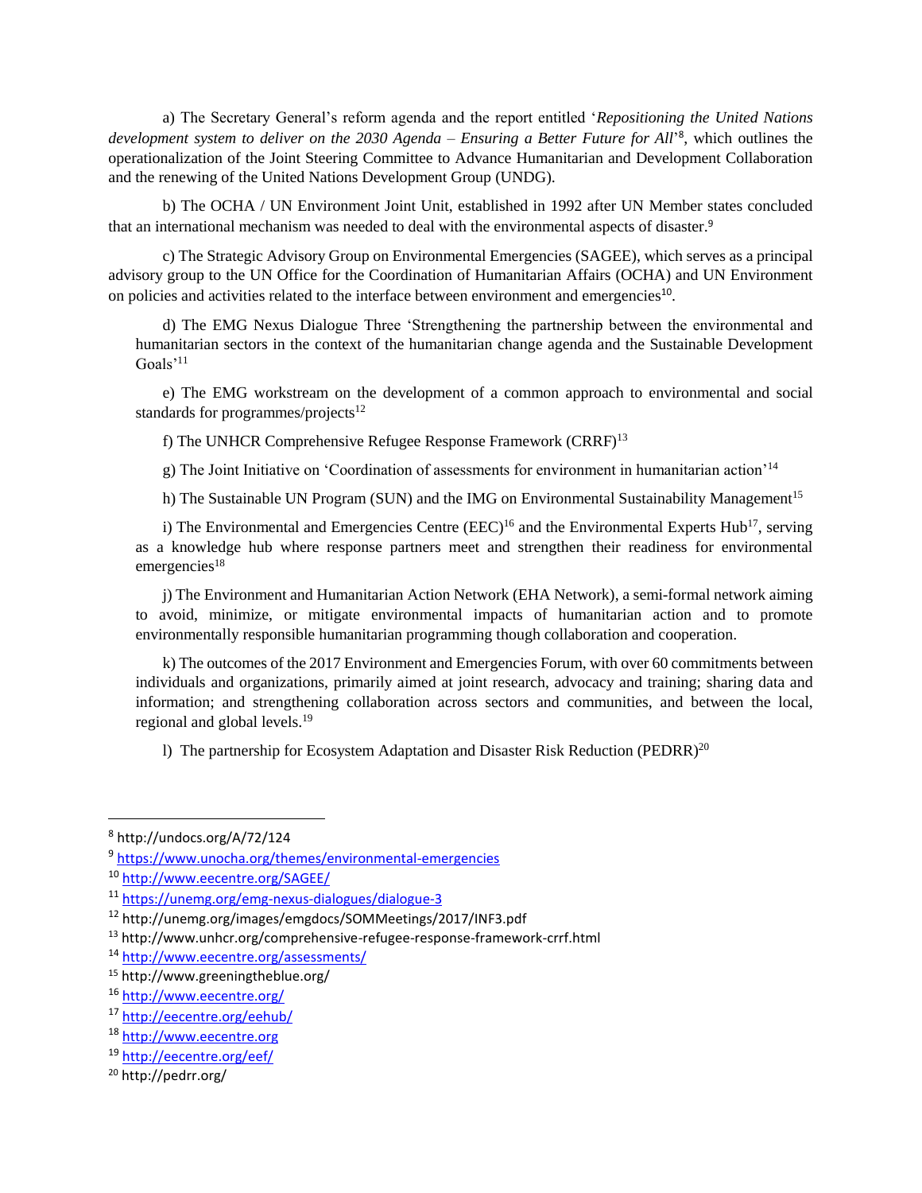a) The Secretary General's reform agenda and the report entitled '*Repositioning the United Nations development system to deliver on the 2030 Agenda – Ensuring a Better Future for All*'[8], which outlines the operationalization of the Joint Steering Committee to Advance Humanitarian and Development Collaboration and the renewing of the United Nations Development Group (UNDG).

b) The OCHA / UN Environment Joint Unit, established in 1992 after UN Member states concluded that an international mechanism was needed to deal with the environmental aspects of disaster.[9]

c) The Strategic Advisory Group on Environmental Emergencies (SAGEE), which serves as a principal advisory group to the UN Office for the Coordination of Humanitarian Affairs (OCHA) and UN Environment on policies and activities related to the interface between environment and emergencies[10].

d) The EMG Nexus Dialogue Three 'Strengthening the partnership between the environmental and humanitarian sectors in the context of the humanitarian change agenda and the Sustainable Development Goals'[11]

e) The EMG workstream on the development of a common approach to environmental and social standards for programmes/projects[12]

f) The UNHCR Comprehensive Refugee Response Framework (CRRF)[13]

g) The Joint Initiative on 'Coordination of assessments for environment in humanitarian action'[14]

h) The Sustainable UN Program (SUN) and the IMG on Environmental Sustainability Management[15]

i) The Environmental and Emergencies Centre (EEC)[16] and the Environmental Experts Hub[17], serving as a knowledge hub where response partners meet and strengthen their readiness for environmental emergencies[18]

j) The Environment and Humanitarian Action Network (EHA Network), a semi-formal network aiming to avoid, minimize, or mitigate environmental impacts of humanitarian action and to promote environmentally responsible humanitarian programming though collaboration and cooperation.

k) The outcomes of the 2017 Environment and Emergencies Forum, with over 60 commitments between individuals and organizations, primarily aimed at joint research, advocacy and training; sharing data and information; and strengthening collaboration across sectors and communities, and between the local, regional and global levels.[19]

l) The partnership for Ecosystem Adaptation and Disaster Risk Reduction (PEDRR)[20]

---

[8] http://undocs.org/A/72/124

[9] https://www.unocha.org/themes/environmental-emergencies

[10] http://www.eecentre.org/SAGEE/

[11] https://unemg.org/emg-nexus-dialogues/dialogue-3

[12] http://unemg.org/images/emgdocs/SOMMeetings/2017/INF3.pdf

[13] http://www.unhcr.org/comprehensive-refugee-response-framework-crrf.html

[14] http://www.eecentre.org/assessments/

[15] http://www.greeningtheblue.org/

[16] http://www.eecentre.org/

[17] http://eecentre.org/eehub/

[18] http://www.eecentre.org

[19] http://eecentre.org/eef/

[20] http://pedrr.org/